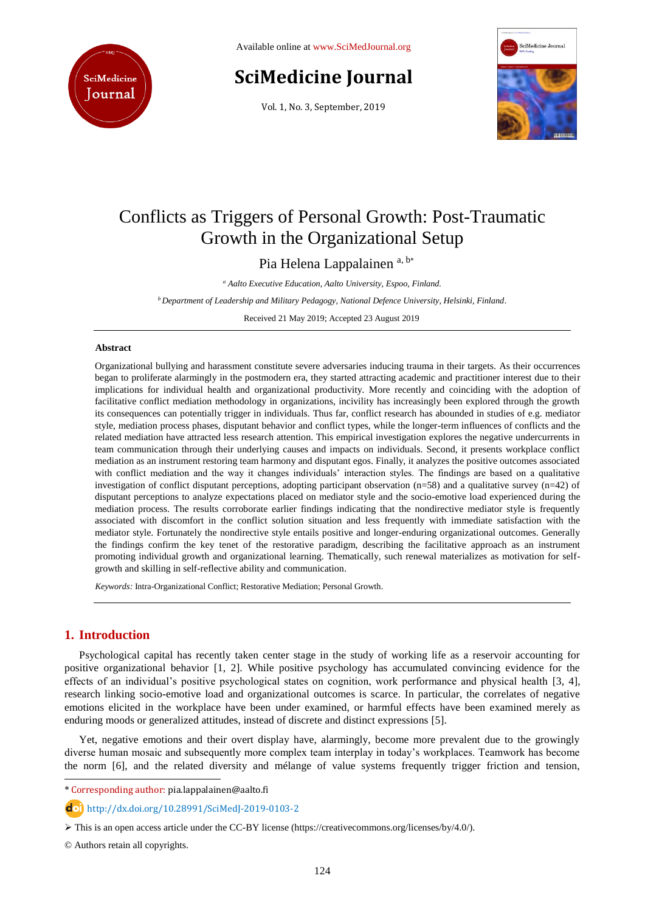# Conflicts as Triggers of Personal Growth: Post-Traumatic Growth in the Organizational Setup

Pia Helena Lappalainen [a, b*]

[a] *Aalto Executive Education, Aalto University, Espoo, Finland.*

[b] *Department of Leadership and Military Pedagogy, National Defence University, Helsinki, Finland.*

Received 21 May 2019; Accepted 23 August 2019

---

**Abstract**

Organizational bullying and harassment constitute severe adversaries inducing trauma in their targets. As their occurrences began to proliferate alarmingly in the postmodern era, they started attracting academic and practitioner interest due to their implications for individual health and organizational productivity. More recently and coinciding with the adoption of facilitative conflict mediation methodology in organizations, incivility has increasingly been explored through the growth its consequences can potentially trigger in individuals. Thus far, conflict research has abounded in studies of e.g. mediator style, mediation process phases, disputant behavior and conflict types, while the longer-term influences of conflicts and the related mediation have attracted less research attention. This empirical investigation explores the negative undercurrents in team communication through their underlying causes and impacts on individuals. Second, it presents workplace conflict mediation as an instrument restoring team harmony and disputant egos. Finally, it analyzes the positive outcomes associated with conflict mediation and the way it changes individuals' interaction styles. The findings are based on a qualitative investigation of conflict disputant perceptions, adopting participant observation (n=58) and a qualitative survey (n=42) of disputant perceptions to analyze expectations placed on mediator style and the socio-emotive load experienced during the mediation process. The results corroborate earlier findings indicating that the nondirective mediator style is frequently associated with discomfort in the conflict solution situation and less frequently with immediate satisfaction with the mediator style. Fortunately the nondirective style entails positive and longer-enduring organizational outcomes. Generally the findings confirm the key tenet of the restorative paradigm, describing the facilitative approach as an instrument promoting individual growth and organizational learning. Thematically, such renewal materializes as motivation for self-growth and skilling in self-reflective ability and communication.

*Keywords:* Intra-Organizational Conflict; Restorative Mediation; Personal Growth.

---

## 1. Introduction

Psychological capital has recently taken center stage in the study of working life as a reservoir accounting for positive organizational behavior [1, 2]. While positive psychology has accumulated convincing evidence for the effects of an individual's positive psychological states on cognition, work performance and physical health [3, 4], research linking socio-emotive load and organizational outcomes is scarce. In particular, the correlates of negative emotions elicited in the workplace have been under examined, or harmful effects have been examined merely as enduring moods or generalized attitudes, instead of discrete and distinct expressions [5].

Yet, negative emotions and their overt display have, alarmingly, become more prevalent due to the growingly diverse human mosaic and subsequently more complex team interplay in today's workplaces. Teamwork has become the norm [6], and the related diversity and mélange of value systems frequently trigger friction and tension,

---

* Corresponding author: pia.lappalainen@aalto.fi

http://dx.doi.org/10.28991/SciMedJ-2019-0103-2

➢ This is an open access article under the CC-BY license (https://creativecommons.org/licenses/by/4.0/).

© Authors retain all copyrights.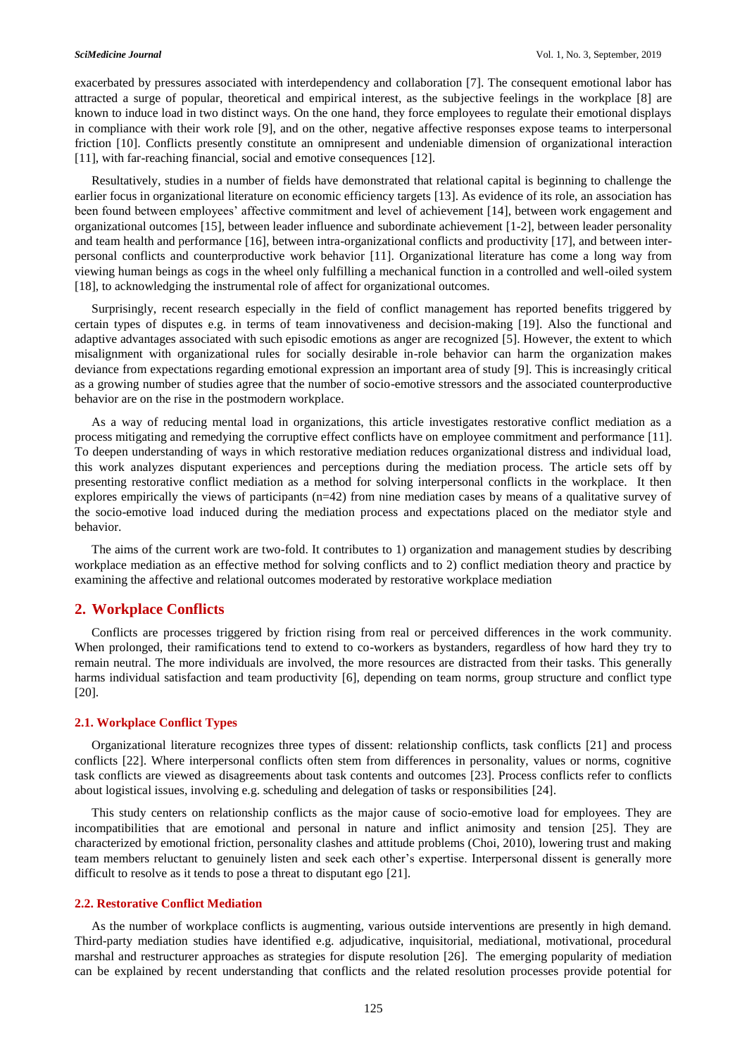exacerbated by pressures associated with interdependency and collaboration [7]. The consequent emotional labor has attracted a surge of popular, theoretical and empirical interest, as the subjective feelings in the workplace [8] are known to induce load in two distinct ways. On the one hand, they force employees to regulate their emotional displays in compliance with their work role [9], and on the other, negative affective responses expose teams to interpersonal friction [10]. Conflicts presently constitute an omnipresent and undeniable dimension of organizational interaction [11], with far-reaching financial, social and emotive consequences [12].

Resultatively, studies in a number of fields have demonstrated that relational capital is beginning to challenge the earlier focus in organizational literature on economic efficiency targets [13]. As evidence of its role, an association has been found between employees' affective commitment and level of achievement [14], between work engagement and organizational outcomes [15], between leader influence and subordinate achievement [1-2], between leader personality and team health and performance [16], between intra-organizational conflicts and productivity [17], and between inter-personal conflicts and counterproductive work behavior [11]. Organizational literature has come a long way from viewing human beings as cogs in the wheel only fulfilling a mechanical function in a controlled and well-oiled system [18], to acknowledging the instrumental role of affect for organizational outcomes.

Surprisingly, recent research especially in the field of conflict management has reported benefits triggered by certain types of disputes e.g. in terms of team innovativeness and decision-making [19]. Also the functional and adaptive advantages associated with such episodic emotions as anger are recognized [5]. However, the extent to which misalignment with organizational rules for socially desirable in-role behavior can harm the organization makes deviance from expectations regarding emotional expression an important area of study [9]. This is increasingly critical as a growing number of studies agree that the number of socio-emotive stressors and the associated counterproductive behavior are on the rise in the postmodern workplace.

As a way of reducing mental load in organizations, this article investigates restorative conflict mediation as a process mitigating and remedying the corruptive effect conflicts have on employee commitment and performance [11]. To deepen understanding of ways in which restorative mediation reduces organizational distress and individual load, this work analyzes disputant experiences and perceptions during the mediation process. The article sets off by presenting restorative conflict mediation as a method for solving interpersonal conflicts in the workplace. It then explores empirically the views of participants (n=42) from nine mediation cases by means of a qualitative survey of the socio-emotive load induced during the mediation process and expectations placed on the mediator style and behavior.

The aims of the current work are two-fold. It contributes to 1) organization and management studies by describing workplace mediation as an effective method for solving conflicts and to 2) conflict mediation theory and practice by examining the affective and relational outcomes moderated by restorative workplace mediation

## 2. Workplace Conflicts

Conflicts are processes triggered by friction rising from real or perceived differences in the work community. When prolonged, their ramifications tend to extend to co-workers as bystanders, regardless of how hard they try to remain neutral. The more individuals are involved, the more resources are distracted from their tasks. This generally harms individual satisfaction and team productivity [6], depending on team norms, group structure and conflict type [20].

### 2.1. Workplace Conflict Types

Organizational literature recognizes three types of dissent: relationship conflicts, task conflicts [21] and process conflicts [22]. Where interpersonal conflicts often stem from differences in personality, values or norms, cognitive task conflicts are viewed as disagreements about task contents and outcomes [23]. Process conflicts refer to conflicts about logistical issues, involving e.g. scheduling and delegation of tasks or responsibilities [24].

This study centers on relationship conflicts as the major cause of socio-emotive load for employees. They are incompatibilities that are emotional and personal in nature and inflict animosity and tension [25]. They are characterized by emotional friction, personality clashes and attitude problems (Choi, 2010), lowering trust and making team members reluctant to genuinely listen and seek each other's expertise. Interpersonal dissent is generally more difficult to resolve as it tends to pose a threat to disputant ego [21].

### 2.2. Restorative Conflict Mediation

As the number of workplace conflicts is augmenting, various outside interventions are presently in high demand. Third-party mediation studies have identified e.g. adjudicative, inquisitorial, mediational, motivational, procedural marshal and restructurer approaches as strategies for dispute resolution [26]. The emerging popularity of mediation can be explained by recent understanding that conflicts and the related resolution processes provide potential for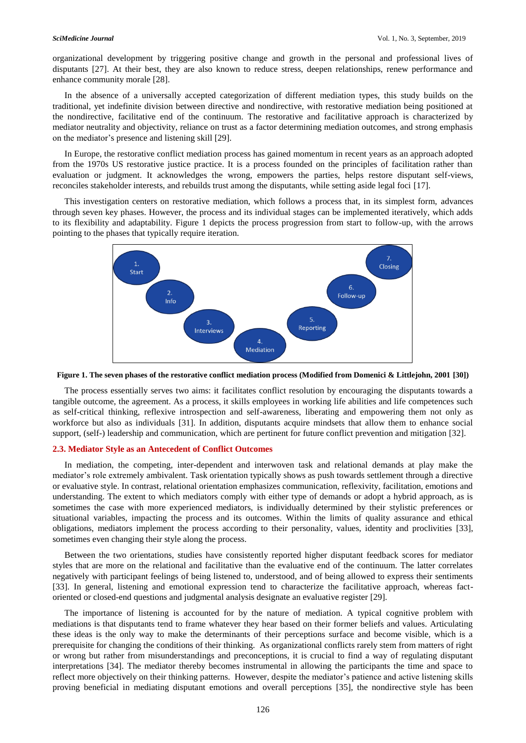organizational development by triggering positive change and growth in the personal and professional lives of disputants [27]. At their best, they are also known to reduce stress, deepen relationships, renew performance and enhance community morale [28].

In the absence of a universally accepted categorization of different mediation types, this study builds on the traditional, yet indefinite division between directive and nondirective, with restorative mediation being positioned at the nondirective, facilitative end of the continuum. The restorative and facilitative approach is characterized by mediator neutrality and objectivity, reliance on trust as a factor determining mediation outcomes, and strong emphasis on the mediator's presence and listening skill [29].

In Europe, the restorative conflict mediation process has gained momentum in recent years as an approach adopted from the 1970s US restorative justice practice. It is a process founded on the principles of facilitation rather than evaluation or judgment. It acknowledges the wrong, empowers the parties, helps restore disputant self-views, reconciles stakeholder interests, and rebuilds trust among the disputants, while setting aside legal foci [17].

This investigation centers on restorative mediation, which follows a process that, in its simplest form, advances through seven key phases. However, the process and its individual stages can be implemented iteratively, which adds to its flexibility and adaptability. Figure 1 depicts the process progression from start to follow-up, with the arrows pointing to the phases that typically require iteration.

1. Start
2. Info
3. Interviews
4. Mediation
5. Reporting
6. Follow-up
7. Closing

**Figure 1. The seven phases of the restorative conflict mediation process (Modified from Domenici & Littlejohn, 2001 [30])**

The process essentially serves two aims: it facilitates conflict resolution by encouraging the disputants towards a tangible outcome, the agreement. As a process, it skills employees in working life abilities and life competences such as self-critical thinking, reflexive introspection and self-awareness, liberating and empowering them not only as workforce but also as individuals [31]. In addition, disputants acquire mindsets that allow them to enhance social support, (self-) leadership and communication, which are pertinent for future conflict prevention and mitigation [32].

### 2.3. Mediator Style as an Antecedent of Conflict Outcomes

In mediation, the competing, inter-dependent and interwoven task and relational demands at play make the mediator's role extremely ambivalent. Task orientation typically shows as push towards settlement through a directive or evaluative style. In contrast, relational orientation emphasizes communication, reflexivity, facilitation, emotions and understanding. The extent to which mediators comply with either type of demands or adopt a hybrid approach, as is sometimes the case with more experienced mediators, is individually determined by their stylistic preferences or situational variables, impacting the process and its outcomes. Within the limits of quality assurance and ethical obligations, mediators implement the process according to their personality, values, identity and proclivities [33], sometimes even changing their style along the process.

Between the two orientations, studies have consistently reported higher disputant feedback scores for mediator styles that are more on the relational and facilitative than the evaluative end of the continuum. The latter correlates negatively with participant feelings of being listened to, understood, and of being allowed to express their sentiments [33]. In general, listening and emotional expression tend to characterize the facilitative approach, whereas fact-oriented or closed-end questions and judgmental analysis designate an evaluative register [29].

The importance of listening is accounted for by the nature of mediation. A typical cognitive problem with mediations is that disputants tend to frame whatever they hear based on their former beliefs and values. Articulating these ideas is the only way to make the determinants of their perceptions surface and become visible, which is a prerequisite for changing the conditions of their thinking. As organizational conflicts rarely stem from matters of right or wrong but rather from misunderstandings and preconceptions, it is crucial to find a way of regulating disputant interpretations [34]. The mediator thereby becomes instrumental in allowing the participants the time and space to reflect more objectively on their thinking patterns. However, despite the mediator's patience and active listening skills proving beneficial in mediating disputant emotions and overall perceptions [35], the nondirective style has been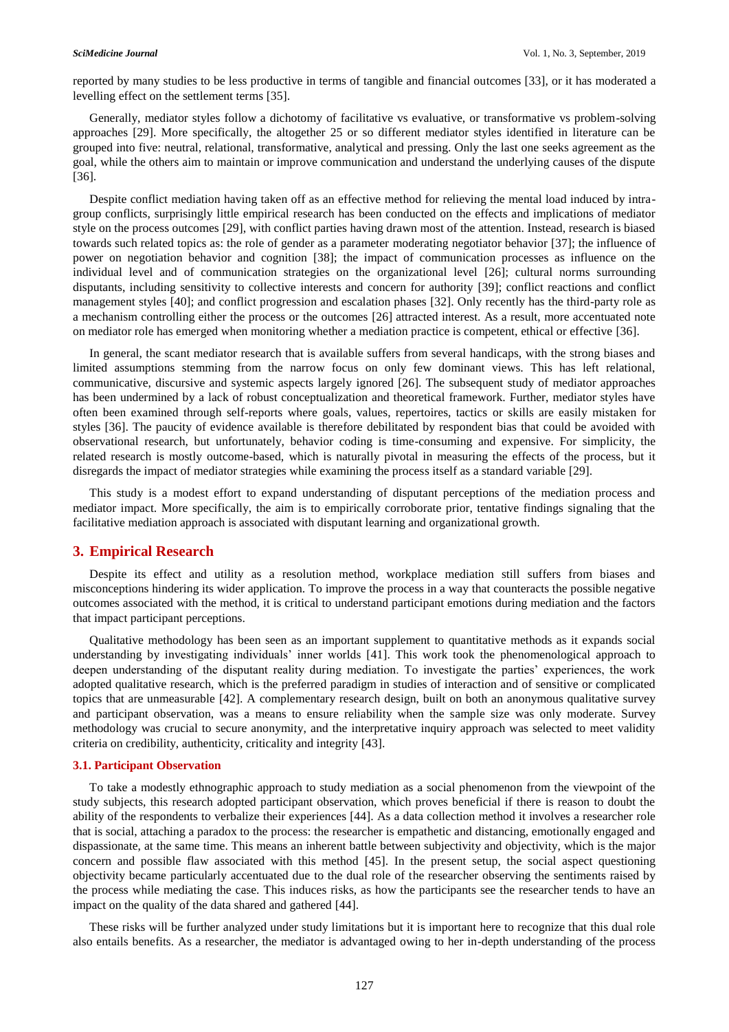reported by many studies to be less productive in terms of tangible and financial outcomes [33], or it has moderated a levelling effect on the settlement terms [35].

Generally, mediator styles follow a dichotomy of facilitative vs evaluative, or transformative vs problem-solving approaches [29]. More specifically, the altogether 25 or so different mediator styles identified in literature can be grouped into five: neutral, relational, transformative, analytical and pressing. Only the last one seeks agreement as the goal, while the others aim to maintain or improve communication and understand the underlying causes of the dispute [36].

Despite conflict mediation having taken off as an effective method for relieving the mental load induced by intra-group conflicts, surprisingly little empirical research has been conducted on the effects and implications of mediator style on the process outcomes [29], with conflict parties having drawn most of the attention. Instead, research is biased towards such related topics as: the role of gender as a parameter moderating negotiator behavior [37]; the influence of power on negotiation behavior and cognition [38]; the impact of communication processes as influence on the individual level and of communication strategies on the organizational level [26]; cultural norms surrounding disputants, including sensitivity to collective interests and concern for authority [39]; conflict reactions and conflict management styles [40]; and conflict progression and escalation phases [32]. Only recently has the third-party role as a mechanism controlling either the process or the outcomes [26] attracted interest. As a result, more accentuated note on mediator role has emerged when monitoring whether a mediation practice is competent, ethical or effective [36].

In general, the scant mediator research that is available suffers from several handicaps, with the strong biases and limited assumptions stemming from the narrow focus on only few dominant views. This has left relational, communicative, discursive and systemic aspects largely ignored [26]. The subsequent study of mediator approaches has been undermined by a lack of robust conceptualization and theoretical framework. Further, mediator styles have often been examined through self-reports where goals, values, repertoires, tactics or skills are easily mistaken for styles [36]. The paucity of evidence available is therefore debilitated by respondent bias that could be avoided with observational research, but unfortunately, behavior coding is time-consuming and expensive. For simplicity, the related research is mostly outcome-based, which is naturally pivotal in measuring the effects of the process, but it disregards the impact of mediator strategies while examining the process itself as a standard variable [29].

This study is a modest effort to expand understanding of disputant perceptions of the mediation process and mediator impact. More specifically, the aim is to empirically corroborate prior, tentative findings signaling that the facilitative mediation approach is associated with disputant learning and organizational growth.

## 3. Empirical Research

Despite its effect and utility as a resolution method, workplace mediation still suffers from biases and misconceptions hindering its wider application. To improve the process in a way that counteracts the possible negative outcomes associated with the method, it is critical to understand participant emotions during mediation and the factors that impact participant perceptions.

Qualitative methodology has been seen as an important supplement to quantitative methods as it expands social understanding by investigating individuals' inner worlds [41]. This work took the phenomenological approach to deepen understanding of the disputant reality during mediation. To investigate the parties' experiences, the work adopted qualitative research, which is the preferred paradigm in studies of interaction and of sensitive or complicated topics that are unmeasurable [42]. A complementary research design, built on both an anonymous qualitative survey and participant observation, was a means to ensure reliability when the sample size was only moderate. Survey methodology was crucial to secure anonymity, and the interpretative inquiry approach was selected to meet validity criteria on credibility, authenticity, criticality and integrity [43].

### 3.1. Participant Observation

To take a modestly ethnographic approach to study mediation as a social phenomenon from the viewpoint of the study subjects, this research adopted participant observation, which proves beneficial if there is reason to doubt the ability of the respondents to verbalize their experiences [44]. As a data collection method it involves a researcher role that is social, attaching a paradox to the process: the researcher is empathetic and distancing, emotionally engaged and dispassionate, at the same time. This means an inherent battle between subjectivity and objectivity, which is the major concern and possible flaw associated with this method [45]. In the present setup, the social aspect questioning objectivity became particularly accentuated due to the dual role of the researcher observing the sentiments raised by the process while mediating the case. This induces risks, as how the participants see the researcher tends to have an impact on the quality of the data shared and gathered [44].

These risks will be further analyzed under study limitations but it is important here to recognize that this dual role also entails benefits. As a researcher, the mediator is advantaged owing to her in-depth understanding of the process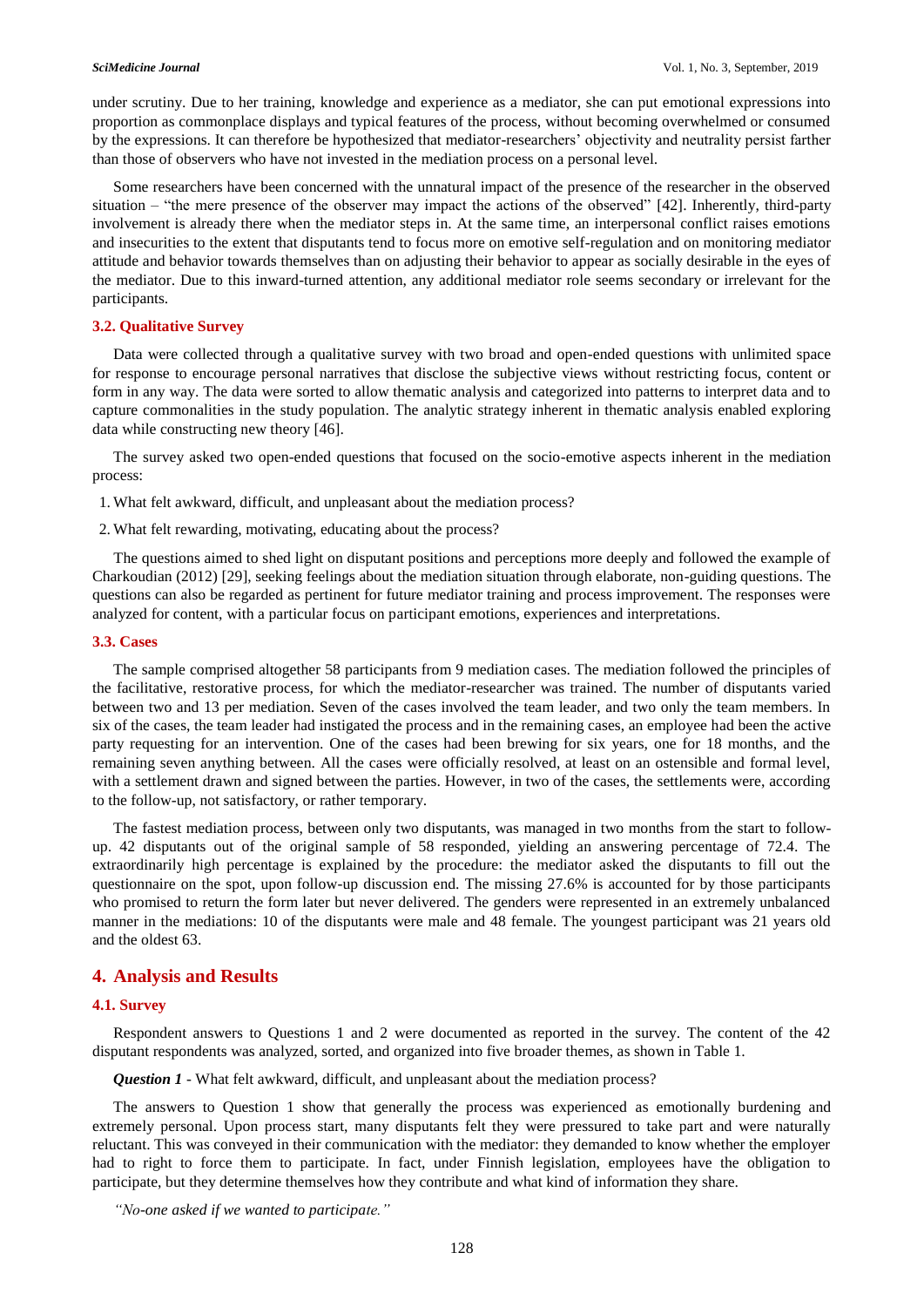under scrutiny. Due to her training, knowledge and experience as a mediator, she can put emotional expressions into proportion as commonplace displays and typical features of the process, without becoming overwhelmed or consumed by the expressions. It can therefore be hypothesized that mediator-researchers' objectivity and neutrality persist farther than those of observers who have not invested in the mediation process on a personal level.

Some researchers have been concerned with the unnatural impact of the presence of the researcher in the observed situation – "the mere presence of the observer may impact the actions of the observed" [42]. Inherently, third-party involvement is already there when the mediator steps in. At the same time, an interpersonal conflict raises emotions and insecurities to the extent that disputants tend to focus more on emotive self-regulation and on monitoring mediator attitude and behavior towards themselves than on adjusting their behavior to appear as socially desirable in the eyes of the mediator. Due to this inward-turned attention, any additional mediator role seems secondary or irrelevant for the participants.

### 3.2. Qualitative Survey

Data were collected through a qualitative survey with two broad and open-ended questions with unlimited space for response to encourage personal narratives that disclose the subjective views without restricting focus, content or form in any way. The data were sorted to allow thematic analysis and categorized into patterns to interpret data and to capture commonalities in the study population. The analytic strategy inherent in thematic analysis enabled exploring data while constructing new theory [46].

The survey asked two open-ended questions that focused on the socio-emotive aspects inherent in the mediation process:

1. What felt awkward, difficult, and unpleasant about the mediation process?
2. What felt rewarding, motivating, educating about the process?

The questions aimed to shed light on disputant positions and perceptions more deeply and followed the example of Charkoudian (2012) [29], seeking feelings about the mediation situation through elaborate, non-guiding questions. The questions can also be regarded as pertinent for future mediator training and process improvement. The responses were analyzed for content, with a particular focus on participant emotions, experiences and interpretations.

### 3.3. Cases

The sample comprised altogether 58 participants from 9 mediation cases. The mediation followed the principles of the facilitative, restorative process, for which the mediator-researcher was trained. The number of disputants varied between two and 13 per mediation. Seven of the cases involved the team leader, and two only the team members. In six of the cases, the team leader had instigated the process and in the remaining cases, an employee had been the active party requesting for an intervention. One of the cases had been brewing for six years, one for 18 months, and the remaining seven anything between. All the cases were officially resolved, at least on an ostensible and formal level, with a settlement drawn and signed between the parties. However, in two of the cases, the settlements were, according to the follow-up, not satisfactory, or rather temporary.

The fastest mediation process, between only two disputants, was managed in two months from the start to follow-up. 42 disputants out of the original sample of 58 responded, yielding an answering percentage of 72.4. The extraordinarily high percentage is explained by the procedure: the mediator asked the disputants to fill out the questionnaire on the spot, upon follow-up discussion end. The missing 27.6% is accounted for by those participants who promised to return the form later but never delivered. The genders were represented in an extremely unbalanced manner in the mediations: 10 of the disputants were male and 48 female. The youngest participant was 21 years old and the oldest 63.

## 4. Analysis and Results

### 4.1. Survey

Respondent answers to Questions 1 and 2 were documented as reported in the survey. The content of the 42 disputant respondents was analyzed, sorted, and organized into five broader themes, as shown in Table 1.

***Question 1*** - What felt awkward, difficult, and unpleasant about the mediation process?

The answers to Question 1 show that generally the process was experienced as emotionally burdening and extremely personal. Upon process start, many disputants felt they were pressured to take part and were naturally reluctant. This was conveyed in their communication with the mediator: they demanded to know whether the employer had to right to force them to participate. In fact, under Finnish legislation, employees have the obligation to participate, but they determine themselves how they contribute and what kind of information they share.

*"No-one asked if we wanted to participate."*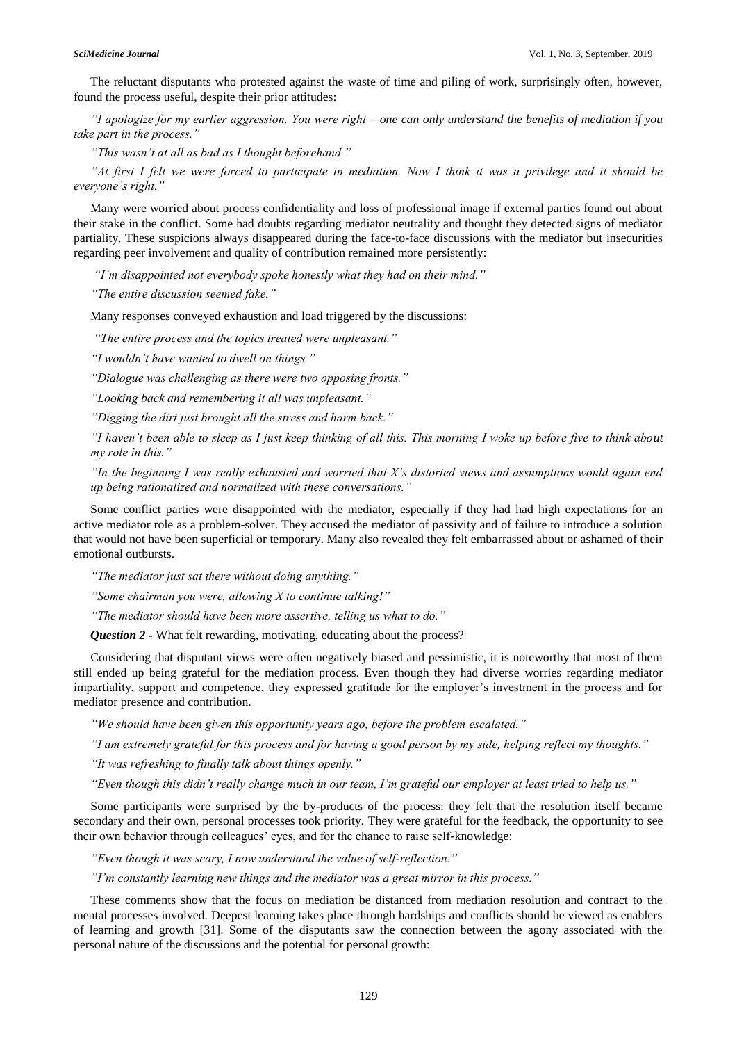The reluctant disputants who protested against the waste of time and piling of work, surprisingly often, however, found the process useful, despite their prior attitudes:

*"I apologize for my earlier aggression. You were right – one can only understand the benefits of mediation if you take part in the process."*

*"This wasn't at all as bad as I thought beforehand."*

*"At first I felt we were forced to participate in mediation. Now I think it was a privilege and it should be everyone's right."*

Many were worried about process confidentiality and loss of professional image if external parties found out about their stake in the conflict. Some had doubts regarding mediator neutrality and thought they detected signs of mediator partiality. These suspicions always disappeared during the face-to-face discussions with the mediator but insecurities regarding peer involvement and quality of contribution remained more persistently:

*"I'm disappointed not everybody spoke honestly what they had on their mind."*

*"The entire discussion seemed fake."*

Many responses conveyed exhaustion and load triggered by the discussions:

*"The entire process and the topics treated were unpleasant."*

*"I wouldn't have wanted to dwell on things."*

*"Dialogue was challenging as there were two opposing fronts."*

*"Looking back and remembering it all was unpleasant."*

*"Digging the dirt just brought all the stress and harm back."*

*"I haven't been able to sleep as I just keep thinking of all this. This morning I woke up before five to think about my role in this."*

*"In the beginning I was really exhausted and worried that X's distorted views and assumptions would again end up being rationalized and normalized with these conversations."*

Some conflict parties were disappointed with the mediator, especially if they had had high expectations for an active mediator role as a problem-solver. They accused the mediator of passivity and of failure to introduce a solution that would not have been superficial or temporary. Many also revealed they felt embarrassed about or ashamed of their emotional outbursts.

*"The mediator just sat there without doing anything."*

*"Some chairman you were, allowing X to continue talking!"*

*"The mediator should have been more assertive, telling us what to do."*

***Question 2 -*** What felt rewarding, motivating, educating about the process?

Considering that disputant views were often negatively biased and pessimistic, it is noteworthy that most of them still ended up being grateful for the mediation process. Even though they had diverse worries regarding mediator impartiality, support and competence, they expressed gratitude for the employer's investment in the process and for mediator presence and contribution.

*"We should have been given this opportunity years ago, before the problem escalated."*

*"I am extremely grateful for this process and for having a good person by my side, helping reflect my thoughts."*

*"It was refreshing to finally talk about things openly."*

*"Even though this didn't really change much in our team, I'm grateful our employer at least tried to help us."*

Some participants were surprised by the by-products of the process: they felt that the resolution itself became secondary and their own, personal processes took priority. They were grateful for the feedback, the opportunity to see their own behavior through colleagues' eyes, and for the chance to raise self-knowledge:

*"Even though it was scary, I now understand the value of self-reflection."*

*"I'm constantly learning new things and the mediator was a great mirror in this process."*

These comments show that the focus on mediation be distanced from mediation resolution and contract to the mental processes involved. Deepest learning takes place through hardships and conflicts should be viewed as enablers of learning and growth [31]. Some of the disputants saw the connection between the agony associated with the personal nature of the discussions and the potential for personal growth: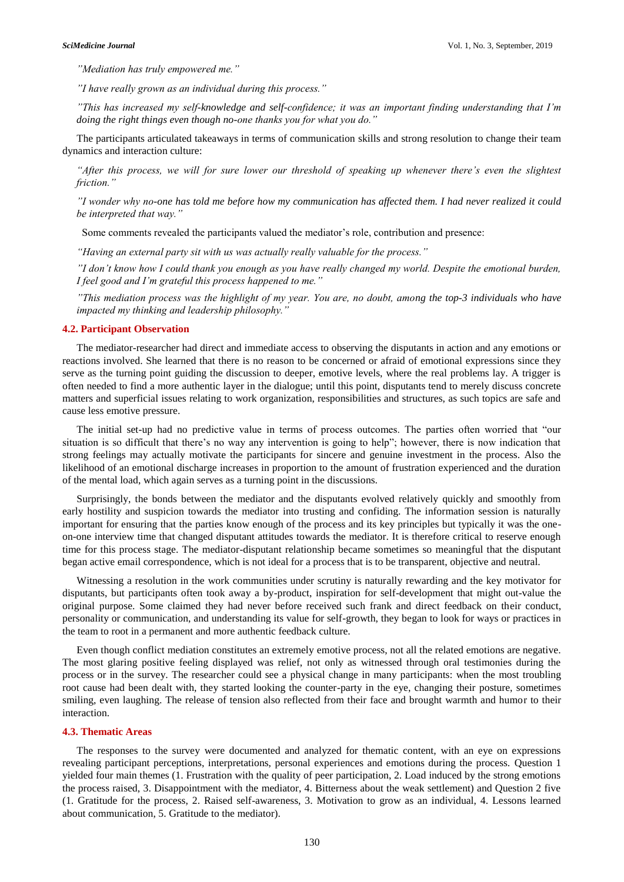*"Mediation has truly empowered me."*

*"I have really grown as an individual during this process."*

*"This has increased my self-knowledge and self-confidence; it was an important finding understanding that I'm doing the right things even though no-one thanks you for what you do."*

The participants articulated takeaways in terms of communication skills and strong resolution to change their team dynamics and interaction culture:

*"After this process, we will for sure lower our threshold of speaking up whenever there's even the slightest friction."*

*"I wonder why no-one has told me before how my communication has affected them. I had never realized it could be interpreted that way."*

Some comments revealed the participants valued the mediator's role, contribution and presence:

*"Having an external party sit with us was actually really valuable for the process."*

*"I don't know how I could thank you enough as you have really changed my world. Despite the emotional burden, I feel good and I'm grateful this process happened to me."*

*"This mediation process was the highlight of my year. You are, no doubt, among the top-3 individuals who have impacted my thinking and leadership philosophy."*

### 4.2. Participant Observation

The mediator-researcher had direct and immediate access to observing the disputants in action and any emotions or reactions involved. She learned that there is no reason to be concerned or afraid of emotional expressions since they serve as the turning point guiding the discussion to deeper, emotive levels, where the real problems lay. A trigger is often needed to find a more authentic layer in the dialogue; until this point, disputants tend to merely discuss concrete matters and superficial issues relating to work organization, responsibilities and structures, as such topics are safe and cause less emotive pressure.

The initial set-up had no predictive value in terms of process outcomes. The parties often worried that "our situation is so difficult that there's no way any intervention is going to help"; however, there is now indication that strong feelings may actually motivate the participants for sincere and genuine investment in the process. Also the likelihood of an emotional discharge increases in proportion to the amount of frustration experienced and the duration of the mental load, which again serves as a turning point in the discussions.

Surprisingly, the bonds between the mediator and the disputants evolved relatively quickly and smoothly from early hostility and suspicion towards the mediator into trusting and confiding. The information session is naturally important for ensuring that the parties know enough of the process and its key principles but typically it was the one-on-one interview time that changed disputant attitudes towards the mediator. It is therefore critical to reserve enough time for this process stage. The mediator-disputant relationship became sometimes so meaningful that the disputant began active email correspondence, which is not ideal for a process that is to be transparent, objective and neutral.

Witnessing a resolution in the work communities under scrutiny is naturally rewarding and the key motivator for disputants, but participants often took away a by-product, inspiration for self-development that might out-value the original purpose. Some claimed they had never before received such frank and direct feedback on their conduct, personality or communication, and understanding its value for self-growth, they began to look for ways or practices in the team to root in a permanent and more authentic feedback culture.

Even though conflict mediation constitutes an extremely emotive process, not all the related emotions are negative. The most glaring positive feeling displayed was relief, not only as witnessed through oral testimonies during the process or in the survey. The researcher could see a physical change in many participants: when the most troubling root cause had been dealt with, they started looking the counter-party in the eye, changing their posture, sometimes smiling, even laughing. The release of tension also reflected from their face and brought warmth and humor to their interaction.

### 4.3. Thematic Areas

The responses to the survey were documented and analyzed for thematic content, with an eye on expressions revealing participant perceptions, interpretations, personal experiences and emotions during the process. Question 1 yielded four main themes (1. Frustration with the quality of peer participation, 2. Load induced by the strong emotions the process raised, 3. Disappointment with the mediator, 4. Bitterness about the weak settlement) and Question 2 five (1. Gratitude for the process, 2. Raised self-awareness, 3. Motivation to grow as an individual, 4. Lessons learned about communication, 5. Gratitude to the mediator).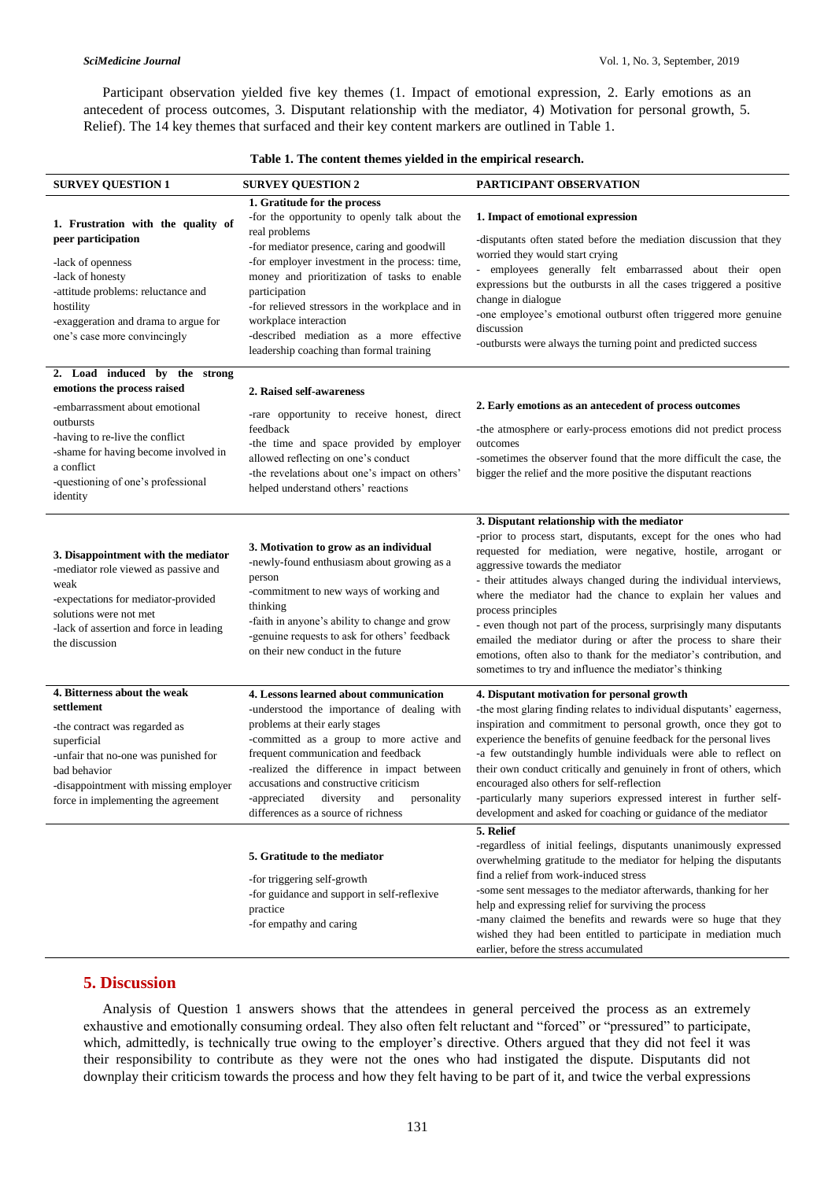Participant observation yielded five key themes (1. Impact of emotional expression, 2. Early emotions as an antecedent of process outcomes, 3. Disputant relationship with the mediator, 4) Motivation for personal growth, 5. Relief). The 14 key themes that surfaced and their key content markers are outlined in Table 1.

**Table 1. The content themes yielded in the empirical research.**

| SURVEY QUESTION 1 | SURVEY QUESTION 2 | PARTICIPANT OBSERVATION |
|---|---|---|
| **1. Frustration with the quality of peer participation**<br>-lack of openness<br>-lack of honesty<br>-attitude problems: reluctance and hostility<br>-exaggeration and drama to argue for one's case more convincingly | **1. Gratitude for the process**<br>-for the opportunity to openly talk about the real problems<br>-for mediator presence, caring and goodwill<br>-for employer investment in the process: time, money and prioritization of tasks to enable participation<br>-for relieved stressors in the workplace and in workplace interaction<br>-described mediation as a more effective leadership coaching than formal training | **1. Impact of emotional expression**<br>-disputants often stated before the mediation discussion that they worried they would start crying<br>- employees generally felt embarrassed about their open expressions but the outbursts in all the cases triggered a positive change in dialogue<br>-one employee's emotional outburst often triggered more genuine discussion<br>-outbursts were always the turning point and predicted success |
| **2. Load induced by the strong emotions the process raised**<br>-embarrassment about emotional outbursts<br>-having to re-live the conflict<br>-shame for having become involved in a conflict<br>-questioning of one's professional identity | **2. Raised self-awareness**<br>-rare opportunity to receive honest, direct feedback<br>-the time and space provided by employer allowed reflecting on one's conduct<br>-the revelations about one's impact on others' helped understand others' reactions | **2. Early emotions as an antecedent of process outcomes**<br>-the atmosphere or early-process emotions did not predict process outcomes<br>-sometimes the observer found that the more difficult the case, the bigger the relief and the more positive the disputant reactions |
| **3. Disappointment with the mediator**<br>-mediator role viewed as passive and weak<br>-expectations for mediator-provided solutions were not met<br>-lack of assertion and force in leading the discussion | **3. Motivation to grow as an individual**<br>-newly-found enthusiasm about growing as a person<br>-commitment to new ways of working and thinking<br>-faith in anyone's ability to change and grow<br>-genuine requests to ask for others' feedback on their new conduct in the future | **3. Disputant relationship with the mediator**<br>-prior to process start, disputants, except for the ones who had requested for mediation, were negative, hostile, arrogant or aggressive towards the mediator<br>- their attitudes always changed during the individual interviews, where the mediator had the chance to explain her values and process principles<br>- even though not part of the process, surprisingly many disputants emailed the mediator during or after the process to share their emotions, often also to thank for the mediator's contribution, and sometimes to try and influence the mediator's thinking |
| **4. Bitterness about the weak settlement**<br>-the contract was regarded as superficial<br>-unfair that no-one was punished for bad behavior<br>-disappointment with missing employer force in implementing the agreement | **4. Lessons learned about communication**<br>-understood the importance of dealing with problems at their early stages<br>-committed as a group to more active and frequent communication and feedback<br>-realized the difference in impact between accusations and constructive criticism<br>-appreciated diversity and personality differences as a source of richness | **4. Disputant motivation for personal growth**<br>-the most glaring finding relates to individual disputants' eagerness, inspiration and commitment to personal growth, once they got to experience the benefits of genuine feedback for the personal lives<br>-a few outstandingly humble individuals were able to reflect on their own conduct critically and genuinely in front of others, which encouraged also others for self-reflection<br>-particularly many superiors expressed interest in further self-development and asked for coaching or guidance of the mediator |
| | **5. Gratitude to the mediator**<br>-for triggering self-growth<br>-for guidance and support in self-reflexive practice<br>-for empathy and caring | **5. Relief**<br>-regardless of initial feelings, disputants unanimously expressed overwhelming gratitude to the mediator for helping the disputants find a relief from work-induced stress<br>-some sent messages to the mediator afterwards, thanking for her help and expressing relief for surviving the process<br>-many claimed the benefits and rewards were so huge that they wished they had been entitled to participate in mediation much earlier, before the stress accumulated |

## 5. Discussion

Analysis of Question 1 answers shows that the attendees in general perceived the process as an extremely exhaustive and emotionally consuming ordeal. They also often felt reluctant and "forced" or "pressured" to participate, which, admittedly, is technically true owing to the employer's directive. Others argued that they did not feel it was their responsibility to contribute as they were not the ones who had instigated the dispute. Disputants did not downplay their criticism towards the process and how they felt having to be part of it, and twice the verbal expressions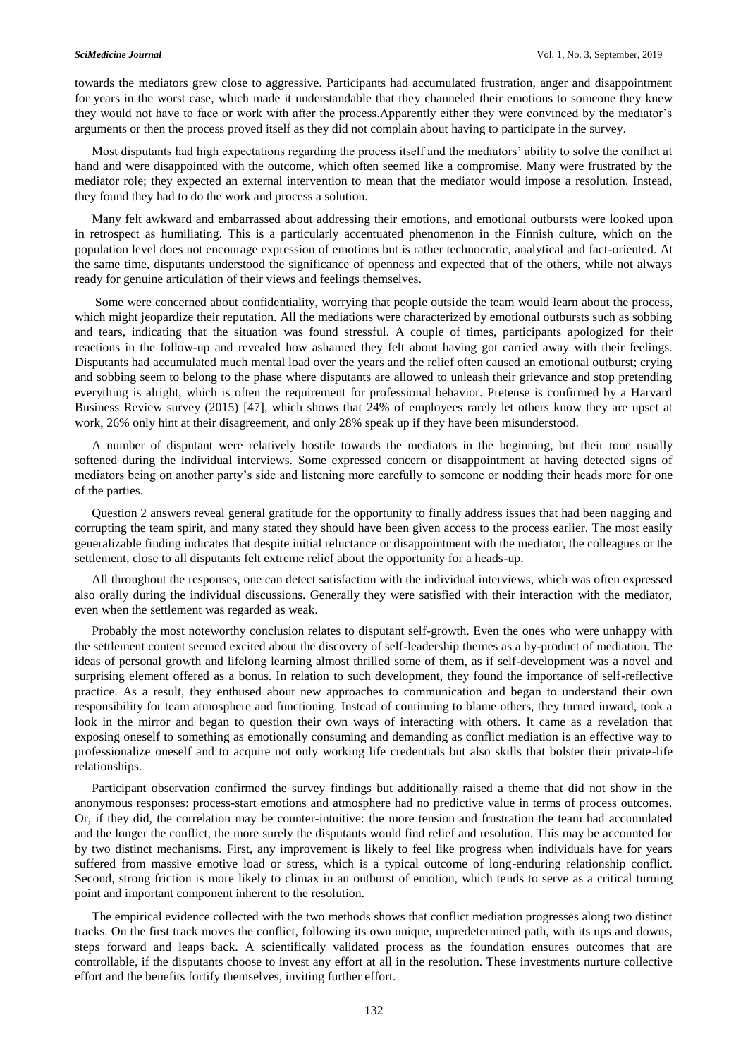towards the mediators grew close to aggressive. Participants had accumulated frustration, anger and disappointment for years in the worst case, which made it understandable that they channeled their emotions to someone they knew they would not have to face or work with after the process.Apparently either they were convinced by the mediator's arguments or then the process proved itself as they did not complain about having to participate in the survey.

Most disputants had high expectations regarding the process itself and the mediators' ability to solve the conflict at hand and were disappointed with the outcome, which often seemed like a compromise. Many were frustrated by the mediator role; they expected an external intervention to mean that the mediator would impose a resolution. Instead, they found they had to do the work and process a solution.

Many felt awkward and embarrassed about addressing their emotions, and emotional outbursts were looked upon in retrospect as humiliating. This is a particularly accentuated phenomenon in the Finnish culture, which on the population level does not encourage expression of emotions but is rather technocratic, analytical and fact-oriented. At the same time, disputants understood the significance of openness and expected that of the others, while not always ready for genuine articulation of their views and feelings themselves.

Some were concerned about confidentiality, worrying that people outside the team would learn about the process, which might jeopardize their reputation. All the mediations were characterized by emotional outbursts such as sobbing and tears, indicating that the situation was found stressful. A couple of times, participants apologized for their reactions in the follow-up and revealed how ashamed they felt about having got carried away with their feelings. Disputants had accumulated much mental load over the years and the relief often caused an emotional outburst; crying and sobbing seem to belong to the phase where disputants are allowed to unleash their grievance and stop pretending everything is alright, which is often the requirement for professional behavior. Pretense is confirmed by a Harvard Business Review survey (2015) [47], which shows that 24% of employees rarely let others know they are upset at work, 26% only hint at their disagreement, and only 28% speak up if they have been misunderstood.

A number of disputant were relatively hostile towards the mediators in the beginning, but their tone usually softened during the individual interviews. Some expressed concern or disappointment at having detected signs of mediators being on another party's side and listening more carefully to someone or nodding their heads more for one of the parties.

Question 2 answers reveal general gratitude for the opportunity to finally address issues that had been nagging and corrupting the team spirit, and many stated they should have been given access to the process earlier. The most easily generalizable finding indicates that despite initial reluctance or disappointment with the mediator, the colleagues or the settlement, close to all disputants felt extreme relief about the opportunity for a heads-up.

All throughout the responses, one can detect satisfaction with the individual interviews, which was often expressed also orally during the individual discussions. Generally they were satisfied with their interaction with the mediator, even when the settlement was regarded as weak.

Probably the most noteworthy conclusion relates to disputant self-growth. Even the ones who were unhappy with the settlement content seemed excited about the discovery of self-leadership themes as a by-product of mediation. The ideas of personal growth and lifelong learning almost thrilled some of them, as if self-development was a novel and surprising element offered as a bonus. In relation to such development, they found the importance of self-reflective practice. As a result, they enthused about new approaches to communication and began to understand their own responsibility for team atmosphere and functioning. Instead of continuing to blame others, they turned inward, took a look in the mirror and began to question their own ways of interacting with others. It came as a revelation that exposing oneself to something as emotionally consuming and demanding as conflict mediation is an effective way to professionalize oneself and to acquire not only working life credentials but also skills that bolster their private-life relationships.

Participant observation confirmed the survey findings but additionally raised a theme that did not show in the anonymous responses: process-start emotions and atmosphere had no predictive value in terms of process outcomes. Or, if they did, the correlation may be counter-intuitive: the more tension and frustration the team had accumulated and the longer the conflict, the more surely the disputants would find relief and resolution. This may be accounted for by two distinct mechanisms. First, any improvement is likely to feel like progress when individuals have for years suffered from massive emotive load or stress, which is a typical outcome of long-enduring relationship conflict. Second, strong friction is more likely to climax in an outburst of emotion, which tends to serve as a critical turning point and important component inherent to the resolution.

The empirical evidence collected with the two methods shows that conflict mediation progresses along two distinct tracks. On the first track moves the conflict, following its own unique, unpredetermined path, with its ups and downs, steps forward and leaps back. A scientifically validated process as the foundation ensures outcomes that are controllable, if the disputants choose to invest any effort at all in the resolution. These investments nurture collective effort and the benefits fortify themselves, inviting further effort.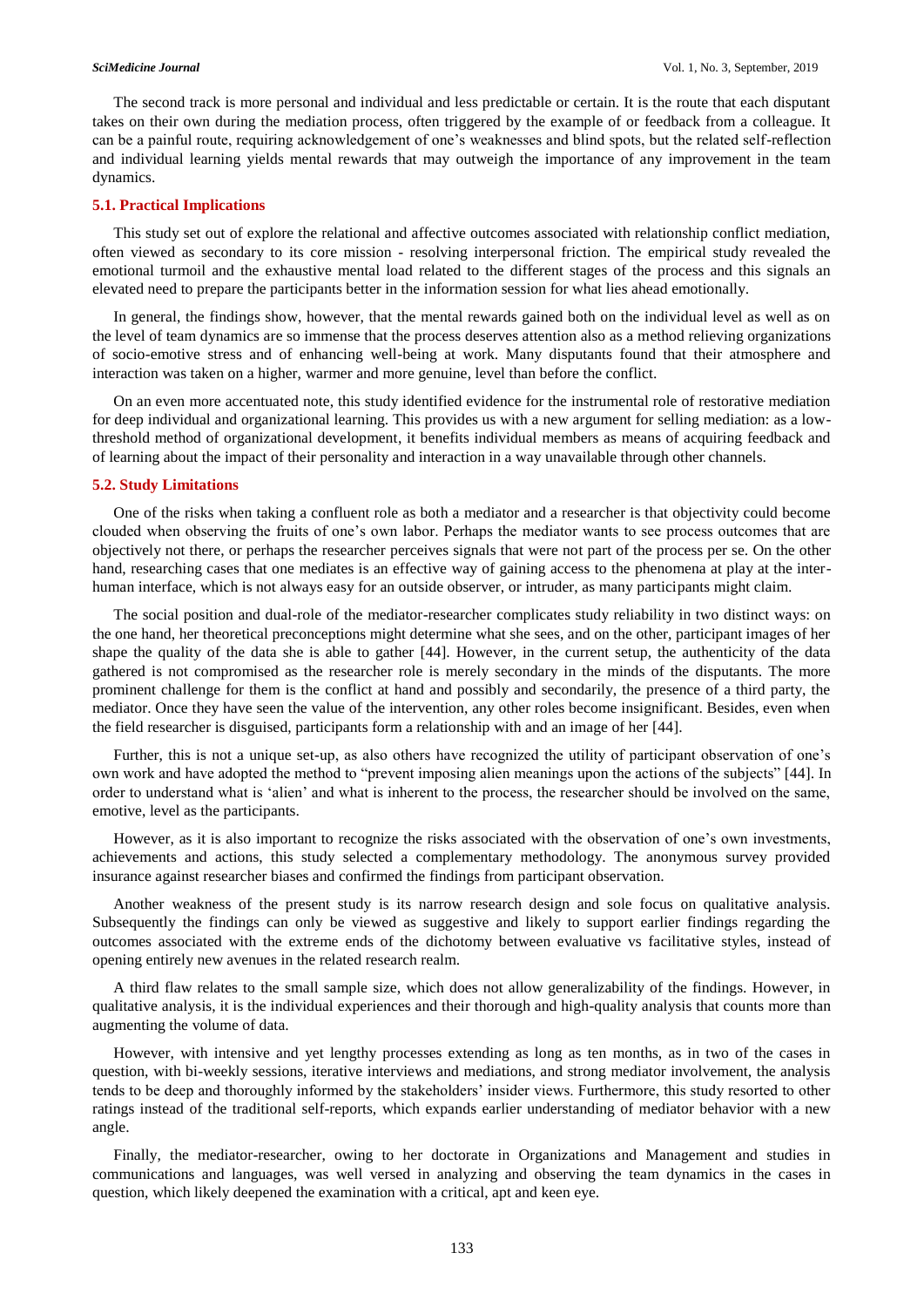The second track is more personal and individual and less predictable or certain. It is the route that each disputant takes on their own during the mediation process, often triggered by the example of or feedback from a colleague. It can be a painful route, requiring acknowledgement of one's weaknesses and blind spots, but the related self-reflection and individual learning yields mental rewards that may outweigh the importance of any improvement in the team dynamics.

### 5.1. Practical Implications

This study set out of explore the relational and affective outcomes associated with relationship conflict mediation, often viewed as secondary to its core mission - resolving interpersonal friction. The empirical study revealed the emotional turmoil and the exhaustive mental load related to the different stages of the process and this signals an elevated need to prepare the participants better in the information session for what lies ahead emotionally.

In general, the findings show, however, that the mental rewards gained both on the individual level as well as on the level of team dynamics are so immense that the process deserves attention also as a method relieving organizations of socio-emotive stress and of enhancing well-being at work. Many disputants found that their atmosphere and interaction was taken on a higher, warmer and more genuine, level than before the conflict.

On an even more accentuated note, this study identified evidence for the instrumental role of restorative mediation for deep individual and organizational learning. This provides us with a new argument for selling mediation: as a low-threshold method of organizational development, it benefits individual members as means of acquiring feedback and of learning about the impact of their personality and interaction in a way unavailable through other channels.

### 5.2. Study Limitations

One of the risks when taking a confluent role as both a mediator and a researcher is that objectivity could become clouded when observing the fruits of one's own labor. Perhaps the mediator wants to see process outcomes that are objectively not there, or perhaps the researcher perceives signals that were not part of the process per se. On the other hand, researching cases that one mediates is an effective way of gaining access to the phenomena at play at the inter-human interface, which is not always easy for an outside observer, or intruder, as many participants might claim.

The social position and dual-role of the mediator-researcher complicates study reliability in two distinct ways: on the one hand, her theoretical preconceptions might determine what she sees, and on the other, participant images of her shape the quality of the data she is able to gather [44]. However, in the current setup, the authenticity of the data gathered is not compromised as the researcher role is merely secondary in the minds of the disputants. The more prominent challenge for them is the conflict at hand and possibly and secondarily, the presence of a third party, the mediator. Once they have seen the value of the intervention, any other roles become insignificant. Besides, even when the field researcher is disguised, participants form a relationship with and an image of her [44].

Further, this is not a unique set-up, as also others have recognized the utility of participant observation of one's own work and have adopted the method to "prevent imposing alien meanings upon the actions of the subjects" [44]. In order to understand what is 'alien' and what is inherent to the process, the researcher should be involved on the same, emotive, level as the participants.

However, as it is also important to recognize the risks associated with the observation of one's own investments, achievements and actions, this study selected a complementary methodology. The anonymous survey provided insurance against researcher biases and confirmed the findings from participant observation.

Another weakness of the present study is its narrow research design and sole focus on qualitative analysis. Subsequently the findings can only be viewed as suggestive and likely to support earlier findings regarding the outcomes associated with the extreme ends of the dichotomy between evaluative vs facilitative styles, instead of opening entirely new avenues in the related research realm.

A third flaw relates to the small sample size, which does not allow generalizability of the findings. However, in qualitative analysis, it is the individual experiences and their thorough and high-quality analysis that counts more than augmenting the volume of data.

However, with intensive and yet lengthy processes extending as long as ten months, as in two of the cases in question, with bi-weekly sessions, iterative interviews and mediations, and strong mediator involvement, the analysis tends to be deep and thoroughly informed by the stakeholders' insider views. Furthermore, this study resorted to other ratings instead of the traditional self-reports, which expands earlier understanding of mediator behavior with a new angle.

Finally, the mediator-researcher, owing to her doctorate in Organizations and Management and studies in communications and languages, was well versed in analyzing and observing the team dynamics in the cases in question, which likely deepened the examination with a critical, apt and keen eye.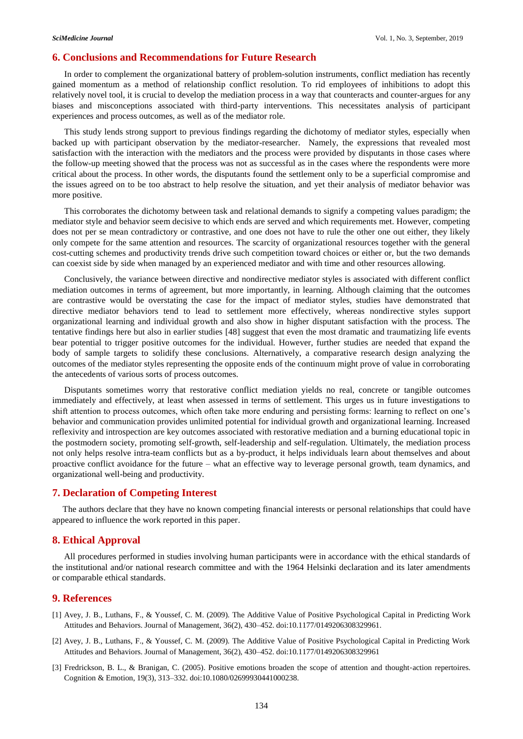## 6. Conclusions and Recommendations for Future Research

In order to complement the organizational battery of problem-solution instruments, conflict mediation has recently gained momentum as a method of relationship conflict resolution. To rid employees of inhibitions to adopt this relatively novel tool, it is crucial to develop the mediation process in a way that counteracts and counter-argues for any biases and misconceptions associated with third-party interventions. This necessitates analysis of participant experiences and process outcomes, as well as of the mediator role.

This study lends strong support to previous findings regarding the dichotomy of mediator styles, especially when backed up with participant observation by the mediator-researcher. Namely, the expressions that revealed most satisfaction with the interaction with the mediators and the process were provided by disputants in those cases where the follow-up meeting showed that the process was not as successful as in the cases where the respondents were more critical about the process. In other words, the disputants found the settlement only to be a superficial compromise and the issues agreed on to be too abstract to help resolve the situation, and yet their analysis of mediator behavior was more positive.

This corroborates the dichotomy between task and relational demands to signify a competing values paradigm; the mediator style and behavior seem decisive to which ends are served and which requirements met. However, competing does not per se mean contradictory or contrastive, and one does not have to rule the other one out either, they likely only compete for the same attention and resources. The scarcity of organizational resources together with the general cost-cutting schemes and productivity trends drive such competition toward choices or either or, but the two demands can coexist side by side when managed by an experienced mediator and with time and other resources allowing.

Conclusively, the variance between directive and nondirective mediator styles is associated with different conflict mediation outcomes in terms of agreement, but more importantly, in learning. Although claiming that the outcomes are contrastive would be overstating the case for the impact of mediator styles, studies have demonstrated that directive mediator behaviors tend to lead to settlement more effectively, whereas nondirective styles support organizational learning and individual growth and also show in higher disputant satisfaction with the process. The tentative findings here but also in earlier studies [48] suggest that even the most dramatic and traumatizing life events bear potential to trigger positive outcomes for the individual. However, further studies are needed that expand the body of sample targets to solidify these conclusions. Alternatively, a comparative research design analyzing the outcomes of the mediator styles representing the opposite ends of the continuum might prove of value in corroborating the antecedents of various sorts of process outcomes.

Disputants sometimes worry that restorative conflict mediation yields no real, concrete or tangible outcomes immediately and effectively, at least when assessed in terms of settlement. This urges us in future investigations to shift attention to process outcomes, which often take more enduring and persisting forms: learning to reflect on one's behavior and communication provides unlimited potential for individual growth and organizational learning. Increased reflexivity and introspection are key outcomes associated with restorative mediation and a burning educational topic in the postmodern society, promoting self-growth, self-leadership and self-regulation. Ultimately, the mediation process not only helps resolve intra-team conflicts but as a by-product, it helps individuals learn about themselves and about proactive conflict avoidance for the future – what an effective way to leverage personal growth, team dynamics, and organizational well-being and productivity.

## 7. Declaration of Competing Interest

The authors declare that they have no known competing financial interests or personal relationships that could have appeared to influence the work reported in this paper.

## 8. Ethical Approval

All procedures performed in studies involving human participants were in accordance with the ethical standards of the institutional and/or national research committee and with the 1964 Helsinki declaration and its later amendments or comparable ethical standards.

## 9. References

[1] Avey, J. B., Luthans, F., & Youssef, C. M. (2009). The Additive Value of Positive Psychological Capital in Predicting Work Attitudes and Behaviors. Journal of Management, 36(2), 430–452. doi:10.1177/0149206308329961.

[2] Avey, J. B., Luthans, F., & Youssef, C. M. (2009). The Additive Value of Positive Psychological Capital in Predicting Work Attitudes and Behaviors. Journal of Management, 36(2), 430–452. doi:10.1177/0149206308329961

[3] Fredrickson, B. L., & Branigan, C. (2005). Positive emotions broaden the scope of attention and thought-action repertoires. Cognition & Emotion, 19(3), 313–332. doi:10.1080/02699930441000238.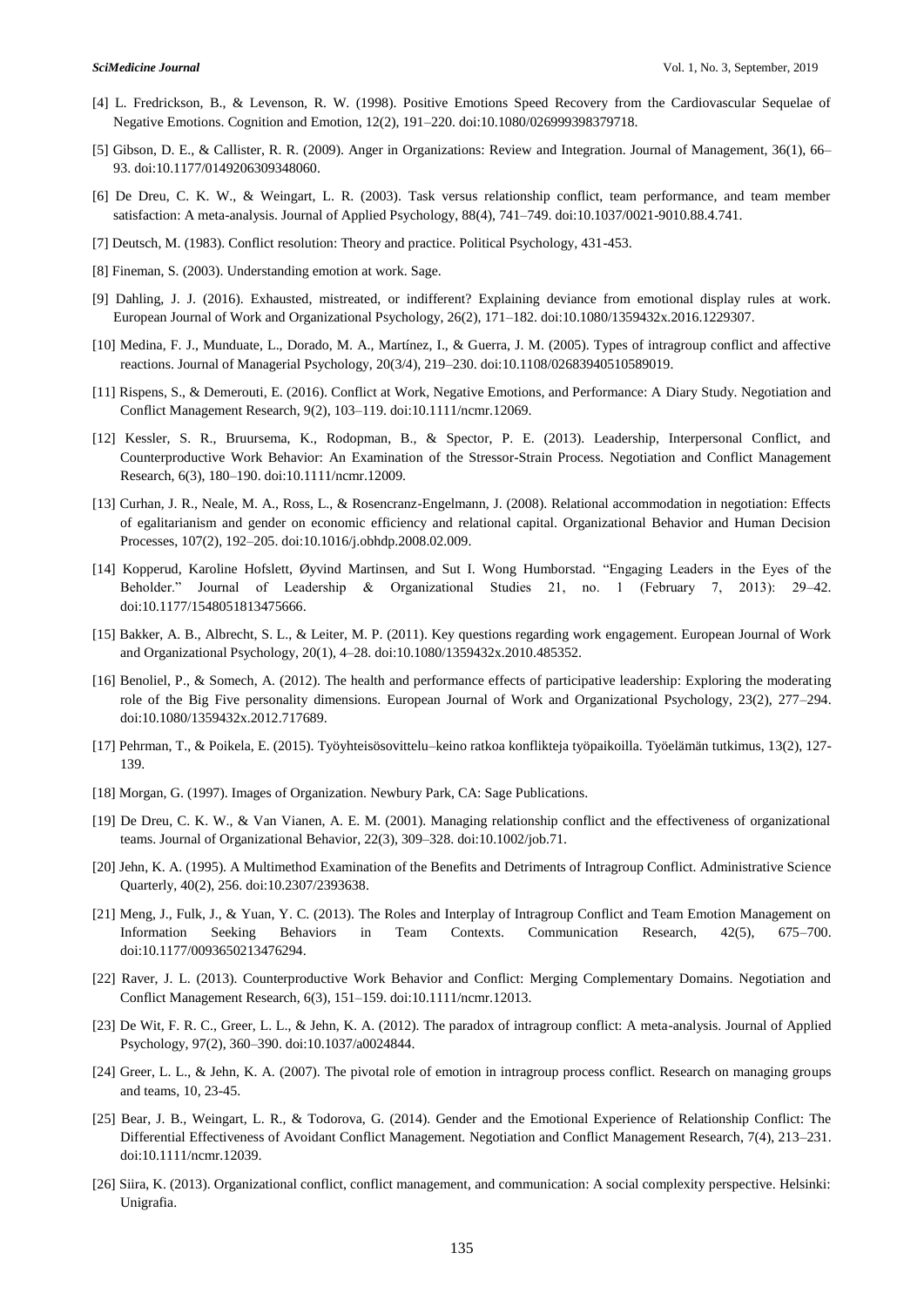[4] L. Fredrickson, B., & Levenson, R. W. (1998). Positive Emotions Speed Recovery from the Cardiovascular Sequelae of Negative Emotions. Cognition and Emotion, 12(2), 191–220. doi:10.1080/026999398379718.

[5] Gibson, D. E., & Callister, R. R. (2009). Anger in Organizations: Review and Integration. Journal of Management, 36(1), 66–93. doi:10.1177/0149206309348060.

[6] De Dreu, C. K. W., & Weingart, L. R. (2003). Task versus relationship conflict, team performance, and team member satisfaction: A meta-analysis. Journal of Applied Psychology, 88(4), 741–749. doi:10.1037/0021-9010.88.4.741.

[7] Deutsch, M. (1983). Conflict resolution: Theory and practice. Political Psychology, 431-453.

[8] Fineman, S. (2003). Understanding emotion at work. Sage.

[9] Dahling, J. J. (2016). Exhausted, mistreated, or indifferent? Explaining deviance from emotional display rules at work. European Journal of Work and Organizational Psychology, 26(2), 171–182. doi:10.1080/1359432x.2016.1229307.

[10] Medina, F. J., Munduate, L., Dorado, M. A., Martínez, I., & Guerra, J. M. (2005). Types of intragroup conflict and affective reactions. Journal of Managerial Psychology, 20(3/4), 219–230. doi:10.1108/02683940510589019.

[11] Rispens, S., & Demerouti, E. (2016). Conflict at Work, Negative Emotions, and Performance: A Diary Study. Negotiation and Conflict Management Research, 9(2), 103–119. doi:10.1111/ncmr.12069.

[12] Kessler, S. R., Bruursema, K., Rodopman, B., & Spector, P. E. (2013). Leadership, Interpersonal Conflict, and Counterproductive Work Behavior: An Examination of the Stressor-Strain Process. Negotiation and Conflict Management Research, 6(3), 180–190. doi:10.1111/ncmr.12009.

[13] Curhan, J. R., Neale, M. A., Ross, L., & Rosencranz-Engelmann, J. (2008). Relational accommodation in negotiation: Effects of egalitarianism and gender on economic efficiency and relational capital. Organizational Behavior and Human Decision Processes, 107(2), 192–205. doi:10.1016/j.obhdp.2008.02.009.

[14] Kopperud, Karoline Hofslett, Øyvind Martinsen, and Sut I. Wong Humborstad. "Engaging Leaders in the Eyes of the Beholder." Journal of Leadership & Organizational Studies 21, no. 1 (February 7, 2013): 29–42. doi:10.1177/1548051813475666.

[15] Bakker, A. B., Albrecht, S. L., & Leiter, M. P. (2011). Key questions regarding work engagement. European Journal of Work and Organizational Psychology, 20(1), 4–28. doi:10.1080/1359432x.2010.485352.

[16] Benoliel, P., & Somech, A. (2012). The health and performance effects of participative leadership: Exploring the moderating role of the Big Five personality dimensions. European Journal of Work and Organizational Psychology, 23(2), 277–294. doi:10.1080/1359432x.2012.717689.

[17] Pehrman, T., & Poikela, E. (2015). Työyhteisösovittelu–keino ratkoa konflikteja työpaikoilla. Työelämän tutkimus, 13(2), 127-139.

[18] Morgan, G. (1997). Images of Organization. Newbury Park, CA: Sage Publications.

[19] De Dreu, C. K. W., & Van Vianen, A. E. M. (2001). Managing relationship conflict and the effectiveness of organizational teams. Journal of Organizational Behavior, 22(3), 309–328. doi:10.1002/job.71.

[20] Jehn, K. A. (1995). A Multimethod Examination of the Benefits and Detriments of Intragroup Conflict. Administrative Science Quarterly, 40(2), 256. doi:10.2307/2393638.

[21] Meng, J., Fulk, J., & Yuan, Y. C. (2013). The Roles and Interplay of Intragroup Conflict and Team Emotion Management on Information Seeking Behaviors in Team Contexts. Communication Research, 42(5), 675–700. doi:10.1177/0093650213476294.

[22] Raver, J. L. (2013). Counterproductive Work Behavior and Conflict: Merging Complementary Domains. Negotiation and Conflict Management Research, 6(3), 151–159. doi:10.1111/ncmr.12013.

[23] De Wit, F. R. C., Greer, L. L., & Jehn, K. A. (2012). The paradox of intragroup conflict: A meta-analysis. Journal of Applied Psychology, 97(2), 360–390. doi:10.1037/a0024844.

[24] Greer, L. L., & Jehn, K. A. (2007). The pivotal role of emotion in intragroup process conflict. Research on managing groups and teams, 10, 23-45.

[25] Bear, J. B., Weingart, L. R., & Todorova, G. (2014). Gender and the Emotional Experience of Relationship Conflict: The Differential Effectiveness of Avoidant Conflict Management. Negotiation and Conflict Management Research, 7(4), 213–231. doi:10.1111/ncmr.12039.

[26] Siira, K. (2013). Organizational conflict, conflict management, and communication: A social complexity perspective. Helsinki: Unigrafia.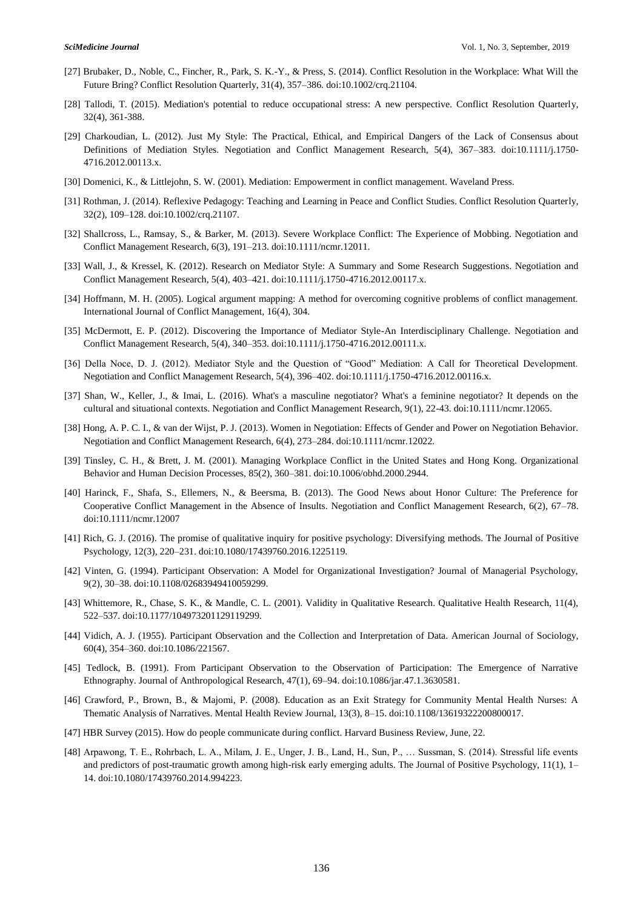[27] Brubaker, D., Noble, C., Fincher, R., Park, S. K.-Y., & Press, S. (2014). Conflict Resolution in the Workplace: What Will the Future Bring? Conflict Resolution Quarterly, 31(4), 357–386. doi:10.1002/crq.21104.

[28] Tallodi, T. (2015). Mediation's potential to reduce occupational stress: A new perspective. Conflict Resolution Quarterly, 32(4), 361-388.

[29] Charkoudian, L. (2012). Just My Style: The Practical, Ethical, and Empirical Dangers of the Lack of Consensus about Definitions of Mediation Styles. Negotiation and Conflict Management Research, 5(4), 367–383. doi:10.1111/j.1750-4716.2012.00113.x.

[30] Domenici, K., & Littlejohn, S. W. (2001). Mediation: Empowerment in conflict management. Waveland Press.

[31] Rothman, J. (2014). Reflexive Pedagogy: Teaching and Learning in Peace and Conflict Studies. Conflict Resolution Quarterly, 32(2), 109–128. doi:10.1002/crq.21107.

[32] Shallcross, L., Ramsay, S., & Barker, M. (2013). Severe Workplace Conflict: The Experience of Mobbing. Negotiation and Conflict Management Research, 6(3), 191–213. doi:10.1111/ncmr.12011.

[33] Wall, J., & Kressel, K. (2012). Research on Mediator Style: A Summary and Some Research Suggestions. Negotiation and Conflict Management Research, 5(4), 403–421. doi:10.1111/j.1750-4716.2012.00117.x.

[34] Hoffmann, M. H. (2005). Logical argument mapping: A method for overcoming cognitive problems of conflict management. International Journal of Conflict Management, 16(4), 304.

[35] McDermott, E. P. (2012). Discovering the Importance of Mediator Style-An Interdisciplinary Challenge. Negotiation and Conflict Management Research, 5(4), 340–353. doi:10.1111/j.1750-4716.2012.00111.x.

[36] Della Noce, D. J. (2012). Mediator Style and the Question of "Good" Mediation: A Call for Theoretical Development. Negotiation and Conflict Management Research, 5(4), 396–402. doi:10.1111/j.1750-4716.2012.00116.x.

[37] Shan, W., Keller, J., & Imai, L. (2016). What's a masculine negotiator? What's a feminine negotiator? It depends on the cultural and situational contexts. Negotiation and Conflict Management Research, 9(1), 22-43. doi:10.1111/ncmr.12065.

[38] Hong, A. P. C. I., & van der Wijst, P. J. (2013). Women in Negotiation: Effects of Gender and Power on Negotiation Behavior. Negotiation and Conflict Management Research, 6(4), 273–284. doi:10.1111/ncmr.12022.

[39] Tinsley, C. H., & Brett, J. M. (2001). Managing Workplace Conflict in the United States and Hong Kong. Organizational Behavior and Human Decision Processes, 85(2), 360–381. doi:10.1006/obhd.2000.2944.

[40] Harinck, F., Shafa, S., Ellemers, N., & Beersma, B. (2013). The Good News about Honor Culture: The Preference for Cooperative Conflict Management in the Absence of Insults. Negotiation and Conflict Management Research, 6(2), 67–78. doi:10.1111/ncmr.12007

[41] Rich, G. J. (2016). The promise of qualitative inquiry for positive psychology: Diversifying methods. The Journal of Positive Psychology, 12(3), 220–231. doi:10.1080/17439760.2016.1225119.

[42] Vinten, G. (1994). Participant Observation: A Model for Organizational Investigation? Journal of Managerial Psychology, 9(2), 30–38. doi:10.1108/02683949410059299.

[43] Whittemore, R., Chase, S. K., & Mandle, C. L. (2001). Validity in Qualitative Research. Qualitative Health Research, 11(4), 522–537. doi:10.1177/104973201129119299.

[44] Vidich, A. J. (1955). Participant Observation and the Collection and Interpretation of Data. American Journal of Sociology, 60(4), 354–360. doi:10.1086/221567.

[45] Tedlock, B. (1991). From Participant Observation to the Observation of Participation: The Emergence of Narrative Ethnography. Journal of Anthropological Research, 47(1), 69–94. doi:10.1086/jar.47.1.3630581.

[46] Crawford, P., Brown, B., & Majomi, P. (2008). Education as an Exit Strategy for Community Mental Health Nurses: A Thematic Analysis of Narratives. Mental Health Review Journal, 13(3), 8–15. doi:10.1108/13619322200800017.

[47] HBR Survey (2015). How do people communicate during conflict. Harvard Business Review, June, 22.

[48] Arpawong, T. E., Rohrbach, L. A., Milam, J. E., Unger, J. B., Land, H., Sun, P., … Sussman, S. (2014). Stressful life events and predictors of post-traumatic growth among high-risk early emerging adults. The Journal of Positive Psychology, 11(1), 1–14. doi:10.1080/17439760.2014.994223.